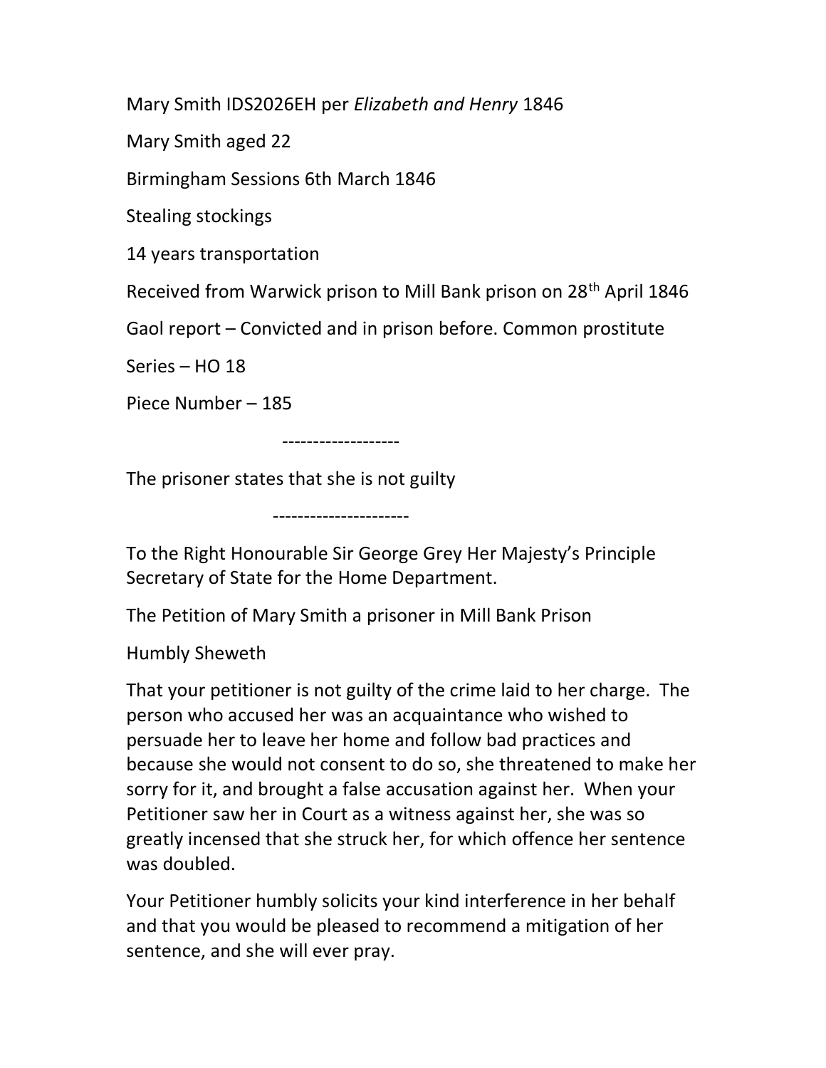Mary Smith IDS2026EH per *Elizabeth and Henry* 1846

Mary Smith aged 22

Birmingham Sessions 6th March 1846

Stealing stockings

14 years transportation

Received from Warwick prison to Mill Bank prison on 28th April 1846

Gaol report – Convicted and in prison before. Common prostitute

Series – HO 18

Piece Number – 185

-------------------

The prisoner states that she is not guilty

----------------------

To the Right Honourable Sir George Grey Her Majesty's Principle Secretary of State for the Home Department.

The Petition of Mary Smith a prisoner in Mill Bank Prison

Humbly Sheweth

That your petitioner is not guilty of the crime laid to her charge. The person who accused her was an acquaintance who wished to persuade her to leave her home and follow bad practices and because she would not consent to do so, she threatened to make her sorry for it, and brought a false accusation against her. When your Petitioner saw her in Court as a witness against her, she was so greatly incensed that she struck her, for which offence her sentence was doubled.

Your Petitioner humbly solicits your kind interference in her behalf and that you would be pleased to recommend a mitigation of her sentence, and she will ever pray.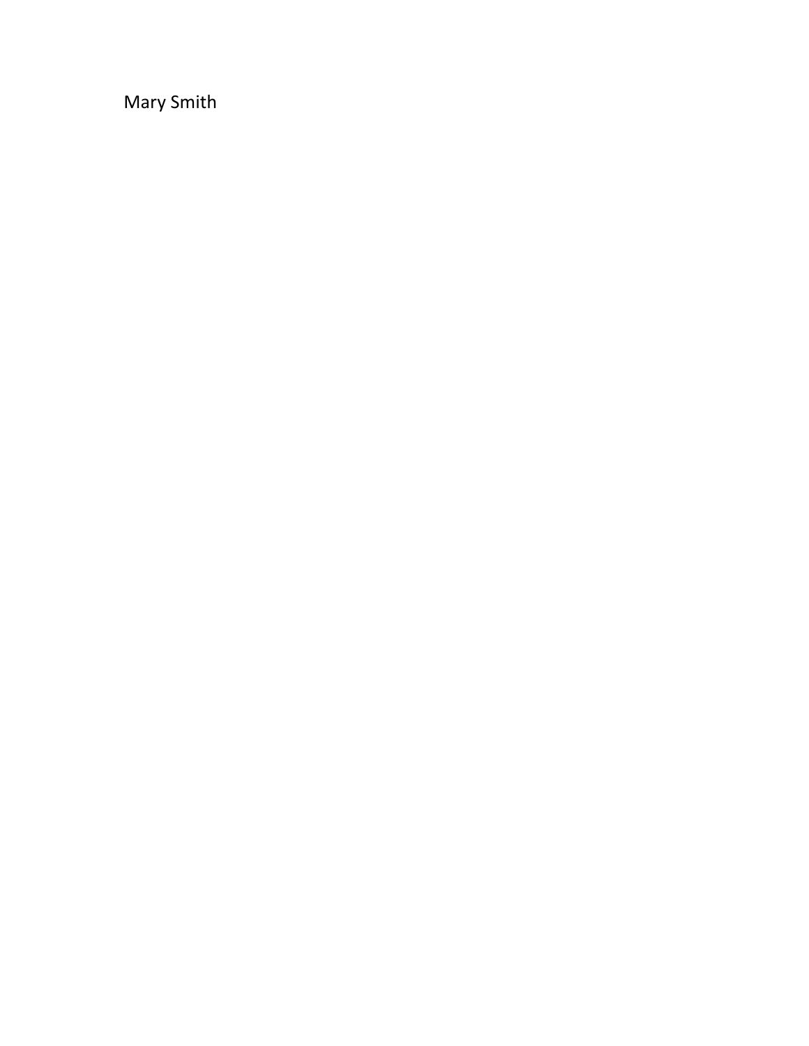Mary Smith